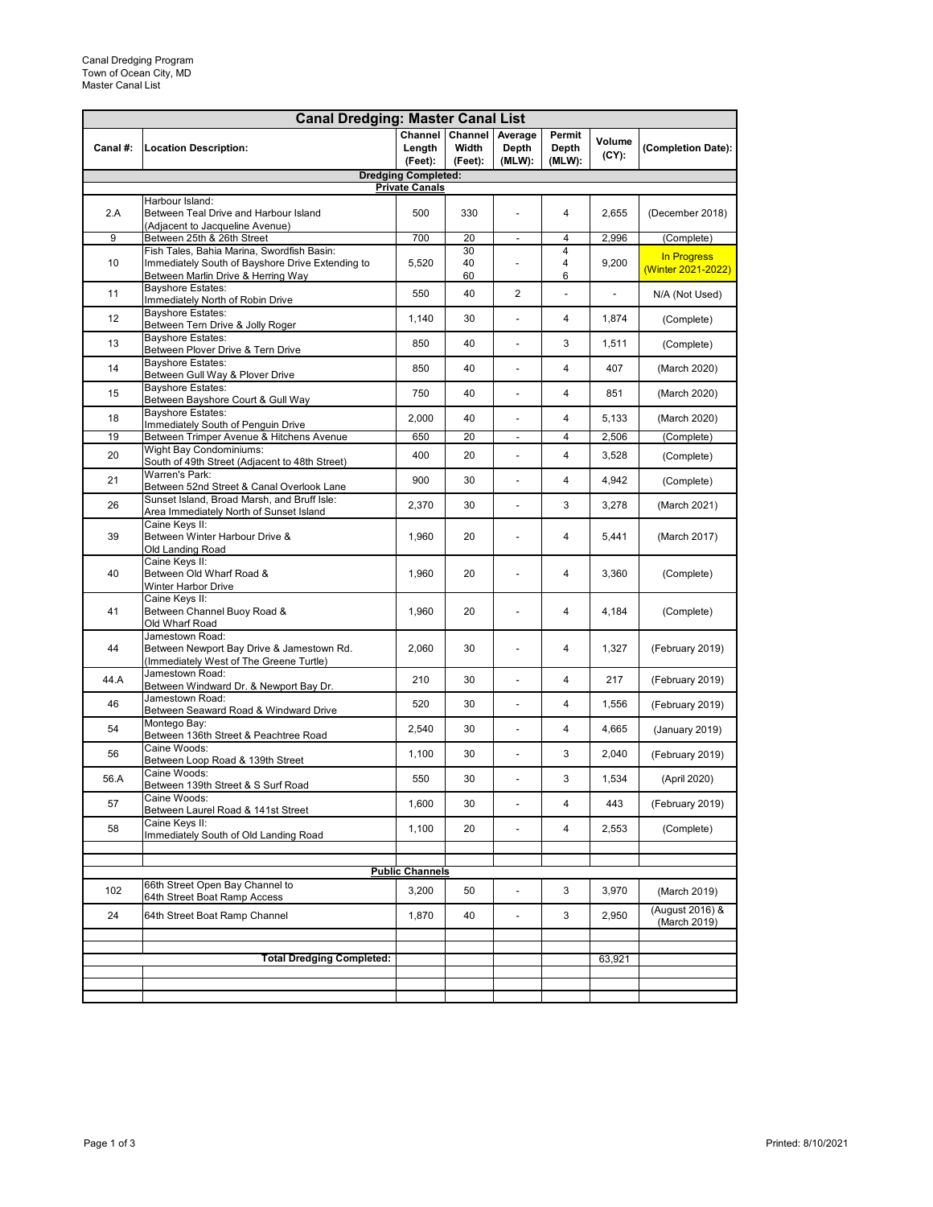Canal Dredging Program
Town of Ocean City, MD
Master Canal List

## Canal Dredging: Master Canal List

| Canal #: | Location Description: | Channel Length (Feet): | Channel Width (Feet): | Average Depth (MLW): | Permit Depth (MLW): | Volume (CY): | (Completion Date): |
|---|---|---|---|---|---|---|---|
| | **Dredging Completed:** | | | | | | |
| | **Private Canals** | | | | | | |
| 2.A | Harbour Island: Between Teal Drive and Harbour Island (Adjacent to Jacqueline Avenue) | 500 | 330 | - | 4 | 2,655 | (December 2018) |
| 9 | Between 25th & 26th Street | 700 | 20 | - | 4 | 2,996 | (Complete) |
| 10 | Fish Tales, Bahia Marina, Swordfish Basin: Immediately South of Bayshore Drive Extending to Between Marlin Drive & Herring Way | 5,520 | 30 40 60 | - | 4 4 6 | 9,200 | In Progress (Winter 2021-2022) |
| 11 | Bayshore Estates: Immediately North of Robin Drive | 550 | 40 | 2 | - | - | N/A (Not Used) |
| 12 | Bayshore Estates: Between Tern Drive & Jolly Roger | 1,140 | 30 | - | 4 | 1,874 | (Complete) |
| 13 | Bayshore Estates: Between Plover Drive & Tern Drive | 850 | 40 | - | 3 | 1,511 | (Complete) |
| 14 | Bayshore Estates: Between Gull Way & Plover Drive | 850 | 40 | - | 4 | 407 | (March 2020) |
| 15 | Bayshore Estates: Between Bayshore Court & Gull Way | 750 | 40 | - | 4 | 851 | (March 2020) |
| 18 | Bayshore Estates: Immediately South of Penguin Drive | 2,000 | 40 | - | 4 | 5,133 | (March 2020) |
| 19 | Between Trimper Avenue & Hitchens Avenue | 650 | 20 | - | 4 | 2,506 | (Complete) |
| 20 | Wight Bay Condominiums: South of 49th Street (Adjacent to 48th Street) | 400 | 20 | - | 4 | 3,528 | (Complete) |
| 21 | Warren's Park: Between 52nd Street & Canal Overlook Lane | 900 | 30 | - | 4 | 4,942 | (Complete) |
| 26 | Sunset Island, Broad Marsh, and Bruff Isle: Area Immediately North of Sunset Island | 2,370 | 30 | - | 3 | 3,278 | (March 2021) |
| 39 | Caine Keys II: Between Winter Harbour Drive & Old Landing Road | 1,960 | 20 | - | 4 | 5,441 | (March 2017) |
| 40 | Caine Keys II: Between Old Wharf Road & Winter Harbor Drive | 1,960 | 20 | - | 4 | 3,360 | (Complete) |
| 41 | Caine Keys II: Between Channel Buoy Road & Old Wharf Road | 1,960 | 20 | - | 4 | 4,184 | (Complete) |
| 44 | Jamestown Road: Between Newport Bay Drive & Jamestown Rd. (Immediately West of The Greene Turtle) | 2,060 | 30 | - | 4 | 1,327 | (February 2019) |
| 44.A | Jamestown Road: Between Windward Dr. & Newport Bay Dr. | 210 | 30 | - | 4 | 217 | (February 2019) |
| 46 | Jamestown Road: Between Seaward Road & Windward Drive | 520 | 30 | - | 4 | 1,556 | (February 2019) |
| 54 | Montego Bay: Between 136th Street & Peachtree Road | 2,540 | 30 | - | 4 | 4,665 | (January 2019) |
| 56 | Caine Woods: Between Loop Road & 139th Street | 1,100 | 30 | - | 3 | 2,040 | (February 2019) |
| 56.A | Caine Woods: Between 139th Street & S Surf Road | 550 | 30 | - | 3 | 1,534 | (April 2020) |
| 57 | Caine Woods: Between Laurel Road & 141st Street | 1,600 | 30 | - | 4 | 443 | (February 2019) |
| 58 | Caine Keys II: Immediately South of Old Landing Road | 1,100 | 20 | - | 4 | 2,553 | (Complete) |
| | | | | | | | |
| | | | | | | | |
| | **Public Channels** | | | | | | |
| 102 | 66th Street Open Bay Channel to 64th Street Boat Ramp Access | 3,200 | 50 | - | 3 | 3,970 | (March 2019) |
| 24 | 64th Street Boat Ramp Channel | 1,870 | 40 | - | 3 | 2,950 | (August 2016) & (March 2019) |
| | | | | | | | |
| | | | | | | | |
| | **Total Dredging Completed:** | | | | | 63,921 | |

Printed: 8/10/2021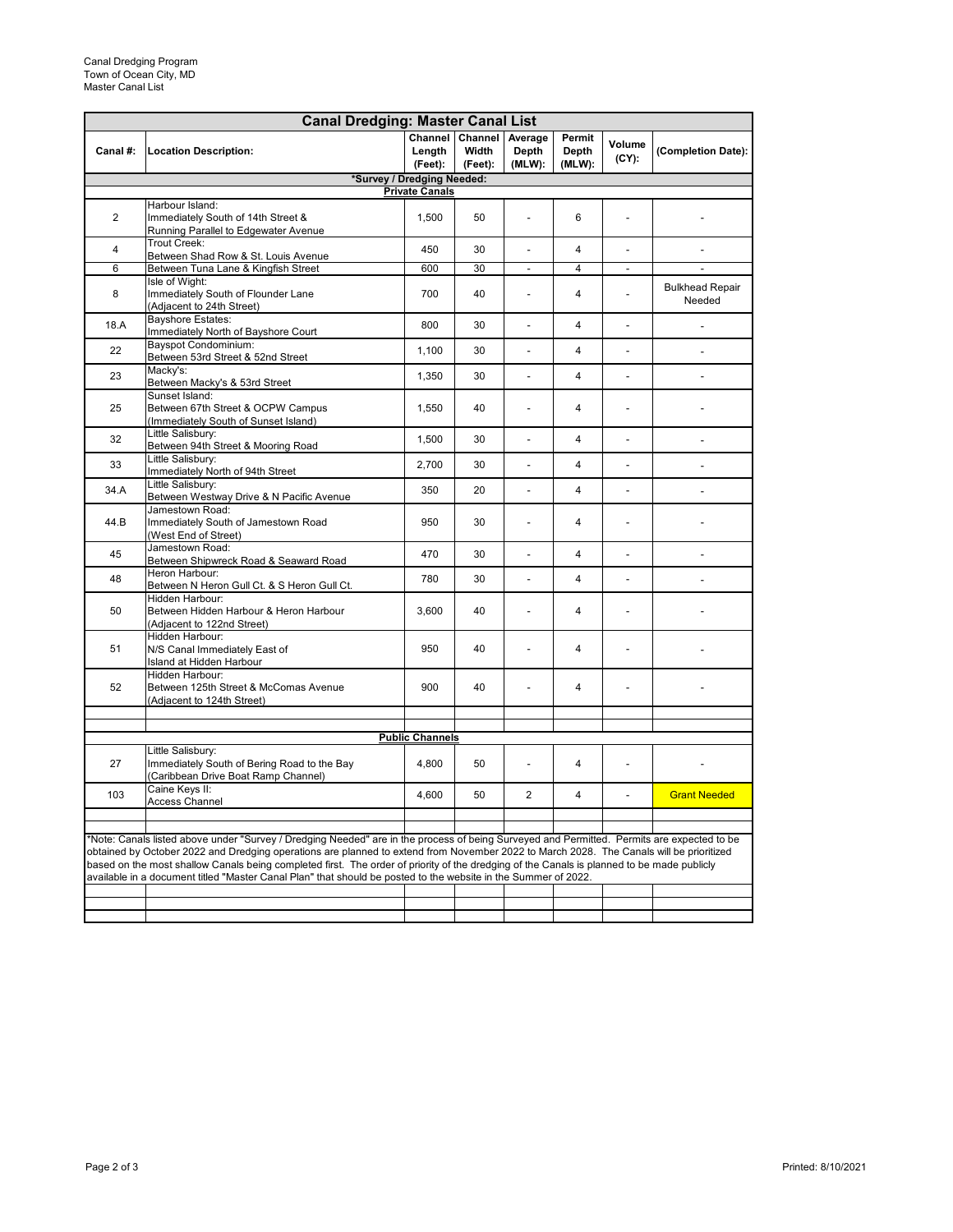Canal Dredging Program
Town of Ocean City, MD
Master Canal List

| Canal Dredging: Master Canal List | | | | | | | |
|---|---|---|---|---|---|---|---|
| Canal #: | Location Description: | Channel Length (Feet): | Channel Width (Feet): | Average Depth (MLW): | Permit Depth (MLW): | Volume (CY): | (Completion Date): |
| | ***Survey / Dredging Needed:** | | | | | | |
| | **Private Canals** | | | | | | |
| 2 | Harbour Island: Immediately South of 14th Street & Running Parallel to Edgewater Avenue | 1,500 | 50 | - | 6 | - | - |
| 4 | Trout Creek: Between Shad Row & St. Louis Avenue | 450 | 30 | - | 4 | - | - |
| 6 | Between Tuna Lane & Kingfish Street | 600 | 30 | - | 4 | - | - |
| 8 | Isle of Wight: Immediately South of Flounder Lane (Adjacent to 24th Street) | 700 | 40 | - | 4 | - | Bulkhead Repair Needed |
| 18.A | Bayshore Estates: Immediately North of Bayshore Court | 800 | 30 | - | 4 | - | - |
| 22 | Bayspot Condominium: Between 53rd Street & 52nd Street | 1,100 | 30 | - | 4 | - | - |
| 23 | Macky's: Between Macky's & 53rd Street | 1,350 | 30 | - | 4 | - | - |
| 25 | Sunset Island: Between 67th Street & OCPW Campus (Immediately South of Sunset Island) | 1,550 | 40 | - | 4 | - | - |
| 32 | Little Salisbury: Between 94th Street & Mooring Road | 1,500 | 30 | - | 4 | - | - |
| 33 | Little Salisbury: Immediately North of 94th Street | 2,700 | 30 | - | 4 | - | - |
| 34.A | Little Salisbury: Between Westway Drive & N Pacific Avenue | 350 | 20 | - | 4 | - | - |
| 44.B | Jamestown Road: Immediately South of Jamestown Road (West End of Street) | 950 | 30 | - | 4 | - | - |
| 45 | Jamestown Road: Between Shipwreck Road & Seaward Road | 470 | 30 | - | 4 | - | - |
| 48 | Heron Harbour: Between N Heron Gull Ct. & S Heron Gull Ct. | 780 | 30 | - | 4 | - | - |
| 50 | Hidden Harbour: Between Hidden Harbour & Heron Harbour (Adjacent to 122nd Street) | 3,600 | 40 | - | 4 | - | - |
| 51 | Hidden Harbour: N/S Canal Immediately East of Island at Hidden Harbour | 950 | 40 | - | 4 | - | - |
| 52 | Hidden Harbour: Between 125th Street & McComas Avenue (Adjacent to 124th Street) | 900 | 40 | - | 4 | - | - |
| | **Public Channels** | | | | | | |
| 27 | Little Salisbury: Immediately South of Bering Road to the Bay (Caribbean Drive Boat Ramp Channel) | 4,800 | 50 | - | 4 | - | - |
| 103 | Caine Keys II: Access Channel | 4,600 | 50 | 2 | 4 | - | Grant Needed |

*Note: Canals listed above under "Survey / Dredging Needed" are in the process of being Surveyed and Permitted. Permits are expected to be obtained by October 2022 and Dredging operations are planned to extend from November 2022 to March 2028. The Canals will be prioritized based on the most shallow Canals being completed first. The order of priority of the dredging of the Canals is planned to be made publicly available in a document titled "Master Canal Plan" that should be posted to the website in the Summer of 2022.

Printed: 8/10/2021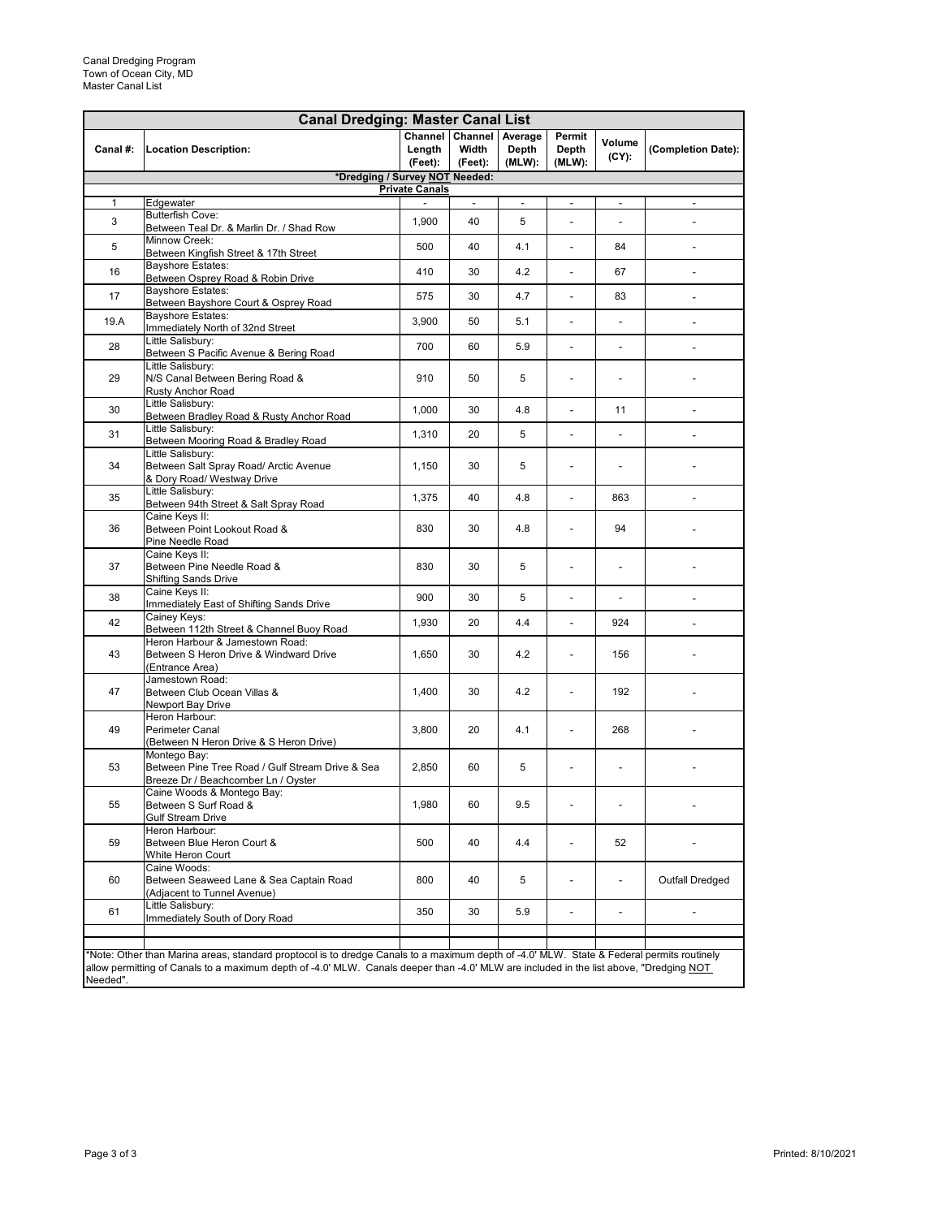Canal Dredging Program
Town of Ocean City, MD
Master Canal List

| Canal Dredging: Master Canal List | | | | | | | |
|---|---|---|---|---|---|---|---|
| **Canal #:** | **Location Description:** | **Channel Length (Feet):** | **Channel Width (Feet):** | **Average Depth (MLW):** | **Permit Depth (MLW):** | **Volume (CY):** | **(Completion Date):** |
| | ***Dredging / Survey NOT Needed:** | | | | | | |
| | **Private Canals** | | | | | | |
| 1 | Edgewater | - | - | - | - | - | - |
| 3 | Butterfish Cove: Between Teal Dr. & Marlin Dr. / Shad Row | 1,900 | 40 | 5 | - | - | - |
| 5 | Minnow Creek: Between Kingfish Street & 17th Street | 500 | 40 | 4.1 | - | 84 | - |
| 16 | Bayshore Estates: Between Osprey Road & Robin Drive | 410 | 30 | 4.2 | - | 67 | - |
| 17 | Bayshore Estates: Between Bayshore Court & Osprey Road | 575 | 30 | 4.7 | - | 83 | - |
| 19.A | Bayshore Estates: Immediately North of 32nd Street | 3,900 | 50 | 5.1 | - | - | - |
| 28 | Little Salisbury: Between S Pacific Avenue & Bering Road | 700 | 60 | 5.9 | - | - | - |
| 29 | Little Salisbury: N/S Canal Between Bering Road & Rusty Anchor Road | 910 | 50 | 5 | - | - | - |
| 30 | Little Salisbury: Between Bradley Road & Rusty Anchor Road | 1,000 | 30 | 4.8 | - | 11 | - |
| 31 | Little Salisbury: Between Mooring Road & Bradley Road | 1,310 | 20 | 5 | - | - | - |
| 34 | Little Salisbury: Between Salt Spray Road/ Arctic Avenue & Dory Road/ Westway Drive | 1,150 | 30 | 5 | - | - | - |
| 35 | Little Salisbury: Between 94th Street & Salt Spray Road | 1,375 | 40 | 4.8 | - | 863 | - |
| 36 | Caine Keys II: Between Point Lookout Road & Pine Needle Road | 830 | 30 | 4.8 | - | 94 | - |
| 37 | Caine Keys II: Between Pine Needle Road & Shifting Sands Drive | 830 | 30 | 5 | - | - | - |
| 38 | Caine Keys II: Immediately East of Shifting Sands Drive | 900 | 30 | 5 | - | - | - |
| 42 | Cainey Keys: Between 112th Street & Channel Buoy Road | 1,930 | 20 | 4.4 | - | 924 | - |
| 43 | Heron Harbour & Jamestown Road: Between S Heron Drive & Windward Drive (Entrance Area) | 1,650 | 30 | 4.2 | - | 156 | - |
| 47 | Jamestown Road: Between Club Ocean Villas & Newport Bay Drive | 1,400 | 30 | 4.2 | - | 192 | - |
| 49 | Heron Harbour: Perimeter Canal (Between N Heron Drive & S Heron Drive) | 3,800 | 20 | 4.1 | - | 268 | - |
| 53 | Montego Bay: Between Pine Tree Road / Gulf Stream Drive & Sea Breeze Dr / Beachcomber Ln / Oyster | 2,850 | 60 | 5 | - | - | - |
| 55 | Caine Woods & Montego Bay: Between S Surf Road & Gulf Stream Drive | 1,980 | 60 | 9.5 | - | - | - |
| 59 | Heron Harbour: Between Blue Heron Court & White Heron Court | 500 | 40 | 4.4 | - | 52 | - |
| 60 | Caine Woods: Between Seaweed Lane & Sea Captain Road (Adjacent to Tunnel Avenue) | 800 | 40 | 5 | - | - | Outfall Dredged |
| 61 | Little Salisbury: Immediately South of Dory Road | 350 | 30 | 5.9 | - | - | - |

*Note: Other than Marina areas, standard proptocol is to dredge Canals to a maximum depth of -4.0' MLW. State & Federal permits routinely allow permitting of Canals to a maximum depth of -4.0' MLW. Canals deeper than -4.0' MLW are included in the list above, "Dredging NOT Needed".

Printed: 8/10/2021